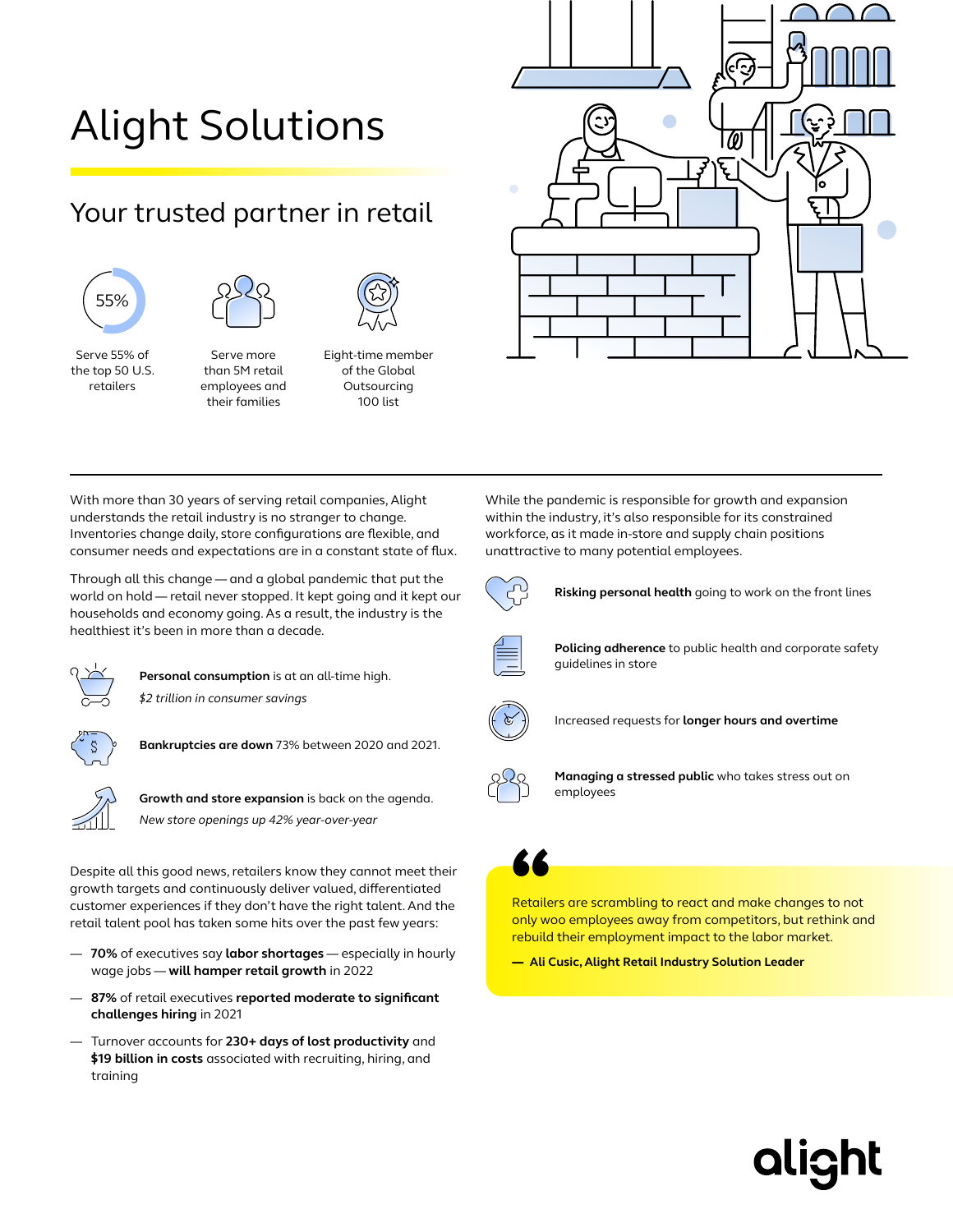# Alight Solutions

## Your trusted partner in retail

55%

Serve 55% of the top 50 U.S. retailers

Serve more than 5M retail employees and their families

Eight-time member of the Global Outsourcing 100 list

---

With more than 30 years of serving retail companies, Alight understands the retail industry is no stranger to change. Inventories change daily, store configurations are flexible, and consumer needs and expectations are in a constant state of flux.

Through all this change — and a global pandemic that put the world on hold — retail never stopped. It kept going and it kept our households and economy going. As a result, the industry is the healthiest it's been in more than a decade.

**Personal consumption** is at an all-time high.
*$2 trillion in consumer savings*

**Bankruptcies are down** 73% between 2020 and 2021.

**Growth and store expansion** is back on the agenda.
*New store openings up 42% year-over-year*

Despite all this good news, retailers know they cannot meet their growth targets and continuously deliver valued, differentiated customer experiences if they don't have the right talent. And the retail talent pool has taken some hits over the past few years:

- **70%** of executives say **labor shortages** — especially in hourly wage jobs — **will hamper retail growth** in 2022
- **87%** of retail executives **reported moderate to significant challenges hiring** in 2021
- Turnover accounts for **230+ days of lost productivity** and **$19 billion in costs** associated with recruiting, hiring, and training

While the pandemic is responsible for growth and expansion within the industry, it's also responsible for its constrained workforce, as it made in-store and supply chain positions unattractive to many potential employees.

**Risking personal health** going to work on the front lines

**Policing adherence** to public health and corporate safety guidelines in store

Increased requests for **longer hours and overtime**

**Managing a stressed public** who takes stress out on employees

> Retailers are scrambling to react and make changes to not only woo employees away from competitors, but rethink and rebuild their employment impact to the labor market.
>
> **— Ali Cusic, Alight Retail Industry Solution Leader**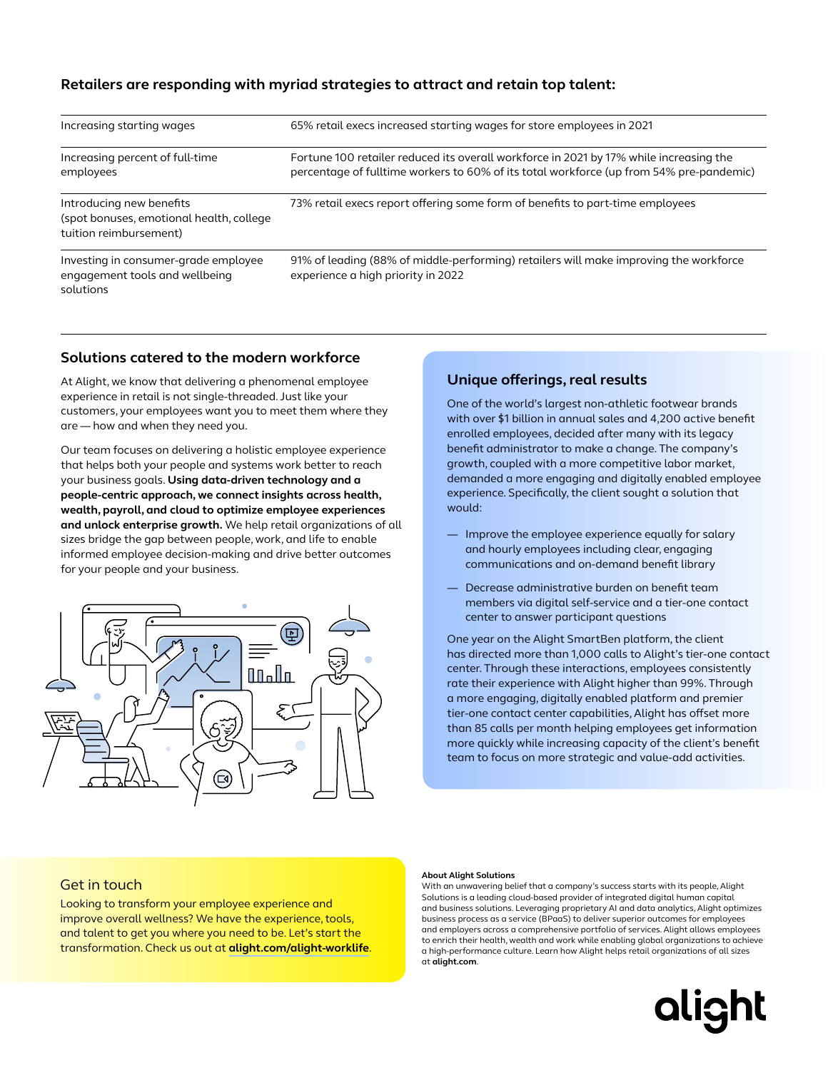## Retailers are responding with myriad strategies to attract and retain top talent:

| | |
|---|---|
| Increasing starting wages | 65% retail execs increased starting wages for store employees in 2021 |
| Increasing percent of full-time employees | Fortune 100 retailer reduced its overall workforce in 2021 by 17% while increasing the percentage of fulltime workers to 60% of its total workforce (up from 54% pre-pandemic) |
| Introducing new benefits (spot bonuses, emotional health, college tuition reimbursement) | 73% retail execs report offering some form of benefits to part-time employees |
| Investing in consumer-grade employee engagement tools and wellbeing solutions | 91% of leading (88% of middle-performing) retailers will make improving the workforce experience a high priority in 2022 |

## Solutions catered to the modern workforce

At Alight, we know that delivering a phenomenal employee experience in retail is not single-threaded. Just like your customers, your employees want you to meet them where they are — how and when they need you.

Our team focuses on delivering a holistic employee experience that helps both your people and systems work better to reach your business goals. **Using data-driven technology and a people-centric approach, we connect insights across health, wealth, payroll, and cloud to optimize employee experiences and unlock enterprise growth.** We help retail organizations of all sizes bridge the gap between people, work, and life to enable informed employee decision-making and drive better outcomes for your people and your business.

## Unique offerings, real results

One of the world's largest non-athletic footwear brands with over $1 billion in annual sales and 4,200 active benefit enrolled employees, decided after many with its legacy benefit administrator to make a change. The company's growth, coupled with a more competitive labor market, demanded a more engaging and digitally enabled employee experience. Specifically, the client sought a solution that would:

- Improve the employee experience equally for salary and hourly employees including clear, engaging communications and on-demand benefit library
- Decrease administrative burden on benefit team members via digital self-service and a tier-one contact center to answer participant questions

One year on the Alight SmartBen platform, the client has directed more than 1,000 calls to Alight's tier-one contact center. Through these interactions, employees consistently rate their experience with Alight higher than 99%. Through a more engaging, digitally enabled platform and premier tier-one contact center capabilities, Alight has offset more than 85 calls per month helping employees get information more quickly while increasing capacity of the client's benefit team to focus on more strategic and value-add activities.

## Get in touch

Looking to transform your employee experience and improve overall wellness? We have the experience, tools, and talent to get you where you need to be. Let's start the transformation. Check us out at **alight.com/alight-worklife**.

**About Alight Solutions**

With an unwavering belief that a company's success starts with its people, Alight Solutions is a leading cloud-based provider of integrated digital human capital and business solutions. Leveraging proprietary AI and data analytics, Alight optimizes business process as a service (BPaaS) to deliver superior outcomes for employees and employers across a comprehensive portfolio of services. Alight allows employees to enrich their health, wealth and work while enabling global organizations to achieve a high-performance culture. Learn how Alight helps retail organizations of all sizes at **alight.com**.

alight